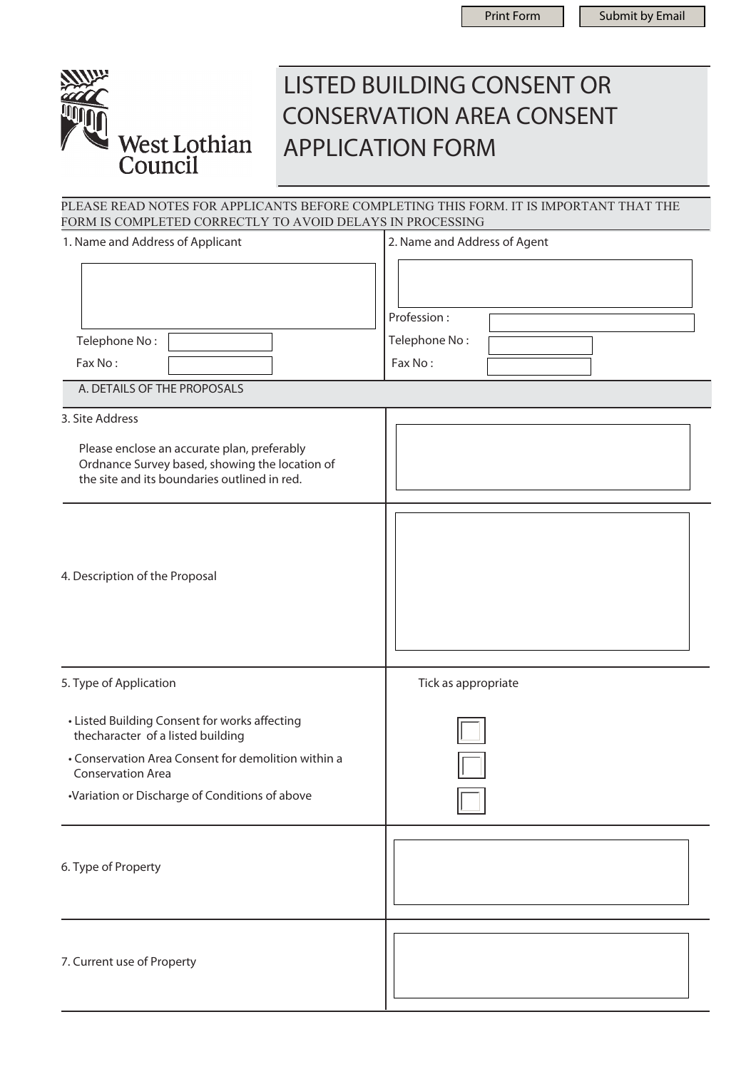Print Form | Submit by Email

West Lothian Council

# LISTED BUILDING CONSENT OR CONSERVATION AREA CONSENT APPLICATION FORM

PLEASE READ NOTES FOR APPLICANTS BEFORE COMPLETING THIS FORM. IT IS IMPORTANT THAT THE FORM IS COMPLETED CORRECTLY TO AVOID DELAYS IN PROCESSING

| 1. Name and Address of Applicant | 2. Name and Address of Agent |
|---|---|
| | |
| | Profession : |
| Telephone No : | Telephone No : |
| Fax No : | Fax No : |

## A. DETAILS OF THE PROPOSALS

| | |
|---|---|
| 3. Site Address<br><br>Please enclose an accurate plan, preferably Ordnance Survey based, showing the location of the site and its boundaries outlined in red. | |
| 4. Description of the Proposal | |
| 5. Type of Application | Tick as appropriate |
| • Listed Building Consent for works affecting thecharacter of a listed building | ☐ |
| • Conservation Area Consent for demolition within a Conservation Area | ☐ |
| •Variation or Discharge of Conditions of above | ☐ |
| 6. Type of Property | |
| 7. Current use of Property | |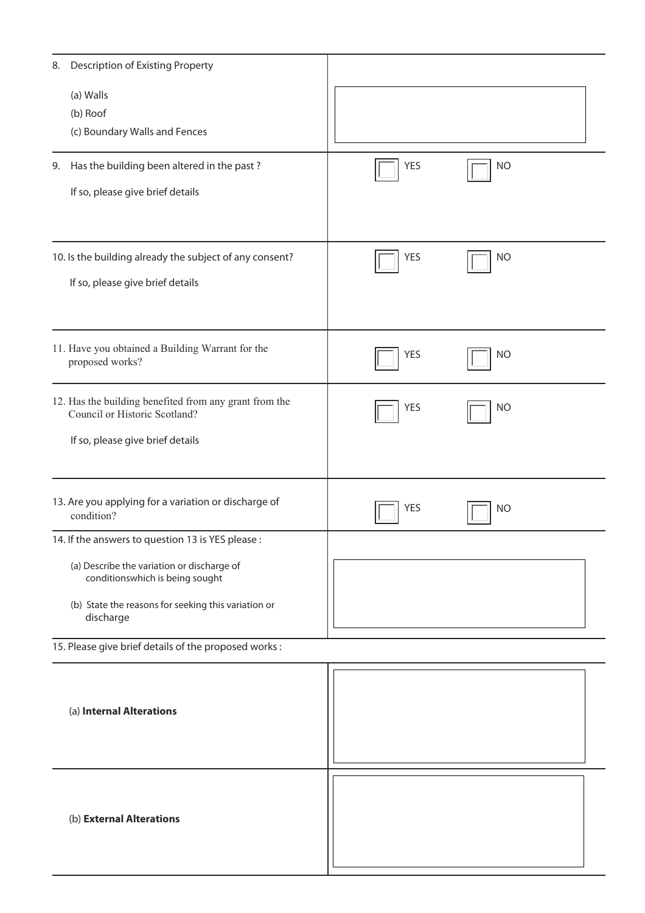| | |
|---|---|
| 8. Description of Existing Property<br><br>(a) Walls<br>(b) Roof<br>(c) Boundary Walls and Fences | |
| 9. Has the building been altered in the past ?<br><br>If so, please give brief details | ☐ YES ☐ NO |
| 10. Is the building already the subject of any consent?<br><br>If so, please give brief details | ☐ YES ☐ NO |
| 11. Have you obtained a Building Warrant for the proposed works? | ☐ YES ☐ NO |
| 12. Has the building benefited from any grant from the Council or Historic Scotland?<br><br>If so, please give brief details | ☐ YES ☐ NO |
| 13. Are you applying for a variation or discharge of condition? | ☐ YES ☐ NO |
| 14. If the answers to question 13 is YES please :<br><br>(a) Describe the variation or discharge of conditionswhich is being sought<br><br>(b) State the reasons for seeking this variation or discharge | |
| 15. Please give brief details of the proposed works : | |
| (a) **Internal Alterations** | |
| (b) **External Alterations** | |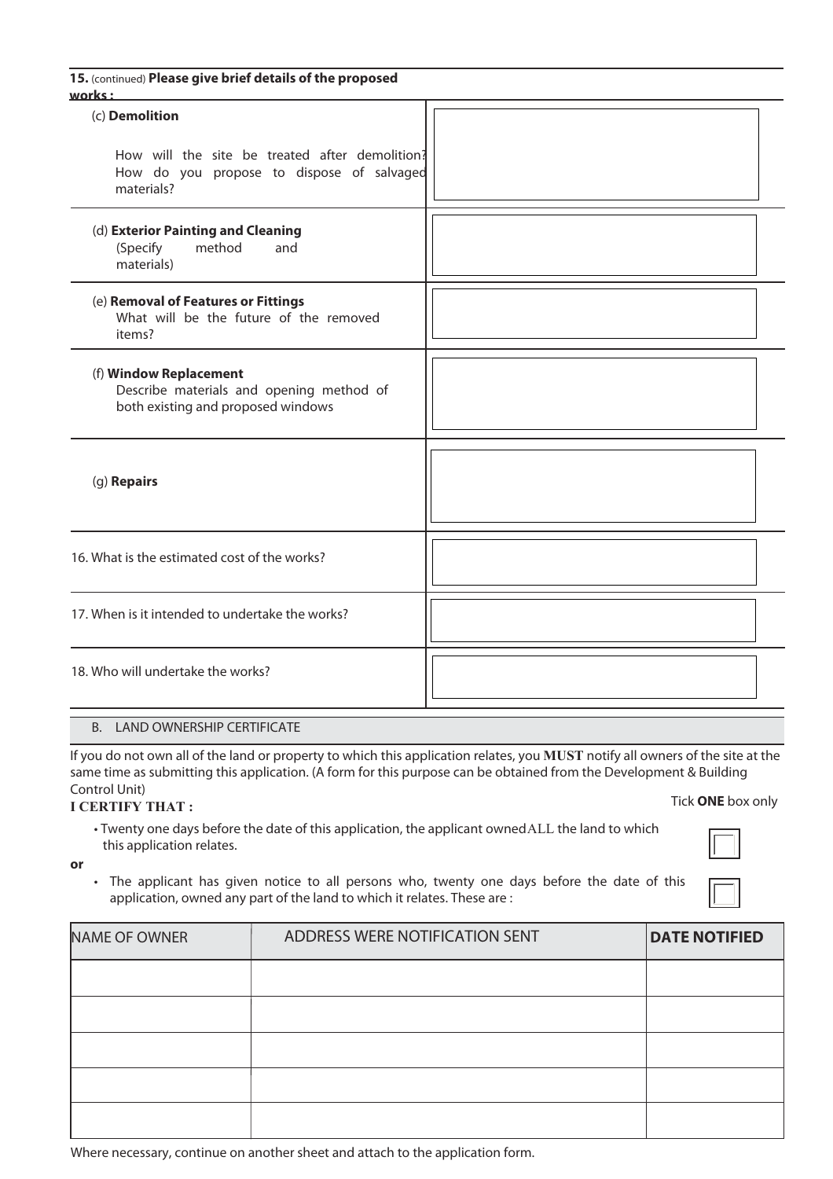**15.** (continued) **Please give brief details of the proposed works :**

| | |
|---|---|
| (c) **Demolition**<br><br>How will the site be treated after demolition? How do you propose to dispose of salvaged materials? | |
| (d) **Exterior Painting and Cleaning**<br>(Specify method and materials) | |
| (e) **Removal of Features or Fittings**<br>What will be the future of the removed items? | |
| (f) **Window Replacement**<br>Describe materials and opening method of both existing and proposed windows | |
| (g) **Repairs** | |
| 16. What is the estimated cost of the works? | |
| 17. When is it intended to undertake the works? | |
| 18. Who will undertake the works? | |

## B. LAND OWNERSHIP CERTIFICATE

If you do not own all of the land or property to which this application relates, you **MUST** notify all owners of the site at the same time as submitting this application. (A form for this purpose can be obtained from the Development & Building Control Unit)

**I CERTIFY THAT :**

Tick **ONE** box only

- Twenty one days before the date of this application, the applicant owned ALL the land to which this application relates. ☐

**or**

- The applicant has given notice to all persons who, twenty one days before the date of this application, owned any part of the land to which it relates. These are : ☐

| NAME OF OWNER | ADDRESS WERE NOTIFICATION SENT | **DATE NOTIFIED** |
|---|---|---|
| | | |
| | | |
| | | |
| | | |
| | | |

Where necessary, continue on another sheet and attach to the application form.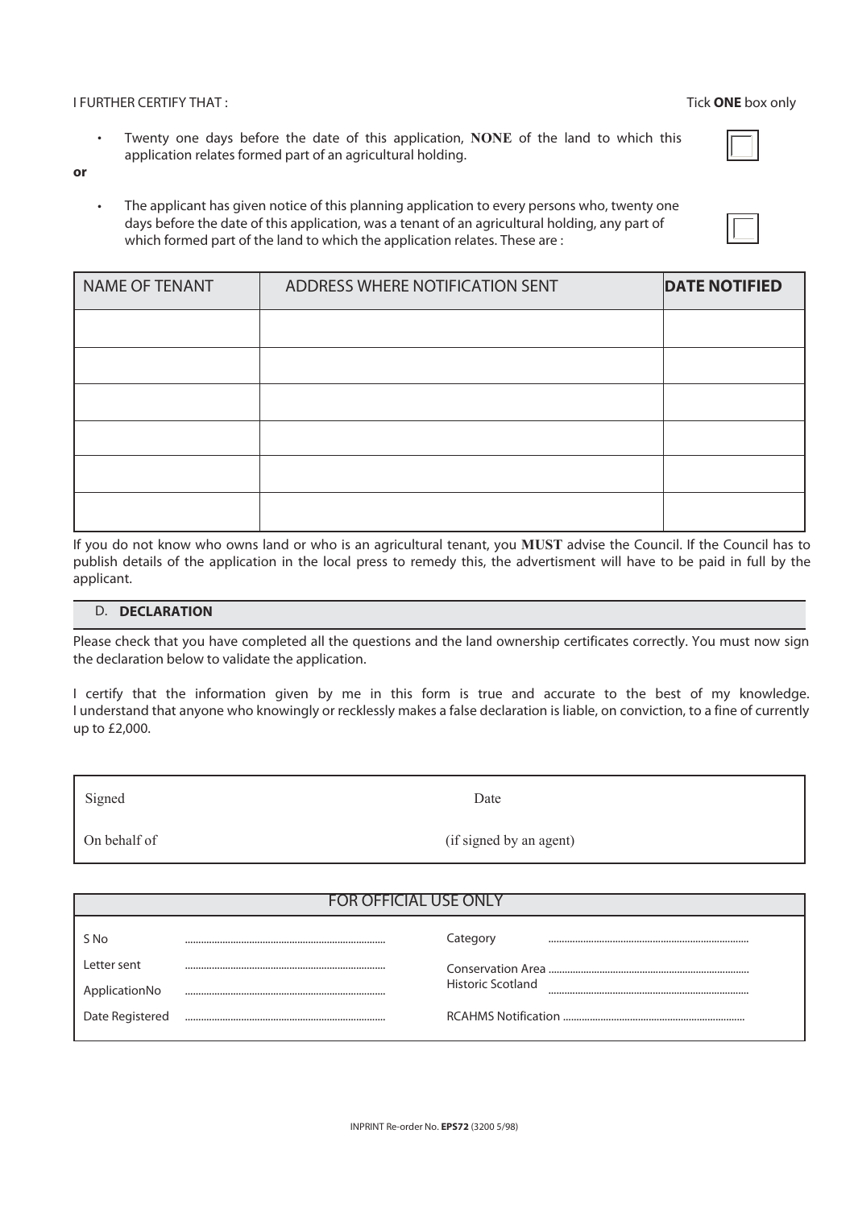I FURTHER CERTIFY THAT : Tick **ONE** box only

- Twenty one days before the date of this application, **NONE** of the land to which this application relates formed part of an agricultural holding. ☐

**or**

- The applicant has given notice of this planning application to every persons who, twenty one days before the date of this application, was a tenant of an agricultural holding, any part of which formed part of the land to which the application relates. These are : ☐

| NAME OF TENANT | ADDRESS WHERE NOTIFICATION SENT | **DATE NOTIFIED** |
|---|---|---|
| | | |
| | | |
| | | |
| | | |
| | | |
| | | |

If you do not know who owns land or who is an agricultural tenant, you **MUST** advise the Council. If the Council has to publish details of the application in the local press to remedy this, the advertisment will have to be paid in full by the applicant.

## D. DECLARATION

Please check that you have completed all the questions and the land ownership certificates correctly. You must now sign the declaration below to validate the application.

I certify that the information given by me in this form is true and accurate to the best of my knowledge. I understand that anyone who knowingly or recklessly makes a false declaration is liable, on conviction, to a fine of currently up to £2,000.

| | |
|---|---|
| Signed | Date |
| On behalf of | (if signed by an agent) |

| FOR OFFICIAL USE ONLY | |
|---|---|
| S No .......... | Category .......... |
| Letter sent .......... | Conservation Area .......... |
| ApplicationNo .......... | Historic Scotland .......... |
| Date Registered .......... | RCAHMS Notification .......... |

INPRINT Re-order No. **EPS72** (3200 5/98)